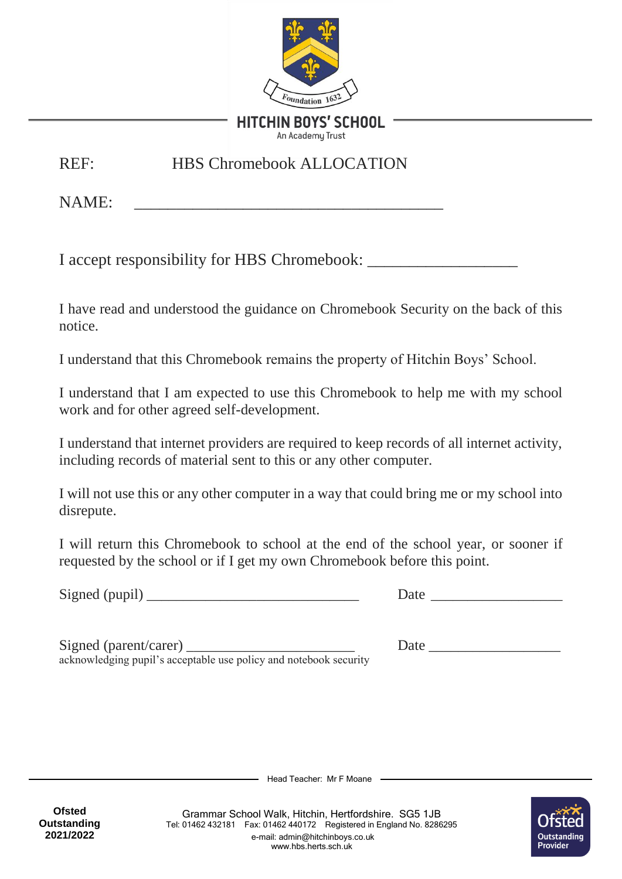# HITCHIN BOYS' SCHOOL

An Academy Trust

REF: HBS Chromebook ALLOCATION

NAME: ______________________________________

I accept responsibility for HBS Chromebook: __________________

I have read and understood the guidance on Chromebook Security on the back of this notice.

I understand that this Chromebook remains the property of Hitchin Boys' School.

I understand that I am expected to use this Chromebook to help me with my school work and for other agreed self-development.

I understand that internet providers are required to keep records of all internet activity, including records of material sent to this or any other computer.

I will not use this or any other computer in a way that could bring me or my school into disrepute.

I will return this Chromebook to school at the end of the school year, or sooner if requested by the school or if I get my own Chromebook before this point.

Signed (pupil) _____________________________ Date __________________

Signed (parent/carer) _______________________ Date __________________
acknowledging pupil's acceptable use policy and notebook security

Head Teacher: Mr F Moane

**Ofsted Outstanding 2021/2022**

Grammar School Walk, Hitchin, Hertfordshire. SG5 1JB
Tel: 01462 432181 Fax: 01462 440172 Registered in England No. 8286295
e-mail: admin@hitchinboys.co.uk
www.hbs.herts.sch.uk

Ofsted Outstanding Provider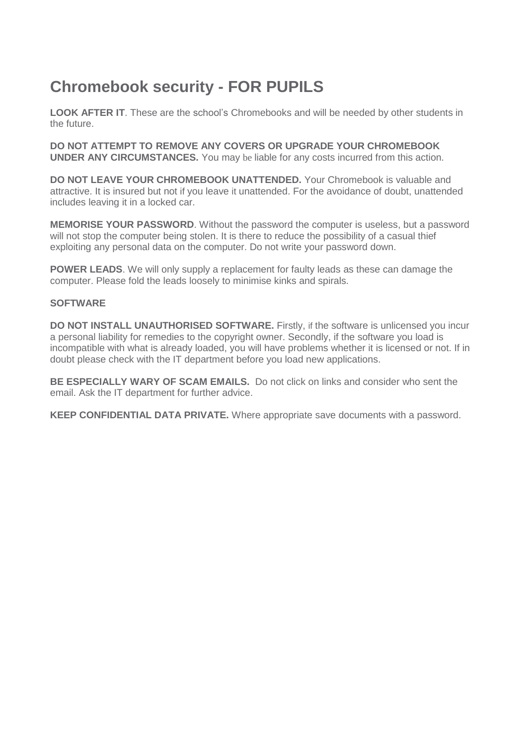# Chromebook security - FOR PUPILS

**LOOK AFTER IT**. These are the school's Chromebooks and will be needed by other students in the future.

**DO NOT ATTEMPT TO REMOVE ANY COVERS OR UPGRADE YOUR CHROMEBOOK UNDER ANY CIRCUMSTANCES.** You may be liable for any costs incurred from this action.

**DO NOT LEAVE YOUR CHROMEBOOK UNATTENDED.** Your Chromebook is valuable and attractive. It is insured but not if you leave it unattended. For the avoidance of doubt, unattended includes leaving it in a locked car.

**MEMORISE YOUR PASSWORD**. Without the password the computer is useless, but a password will not stop the computer being stolen. It is there to reduce the possibility of a casual thief exploiting any personal data on the computer. Do not write your password down.

**POWER LEADS**. We will only supply a replacement for faulty leads as these can damage the computer. Please fold the leads loosely to minimise kinks and spirals.

**SOFTWARE**

**DO NOT INSTALL UNAUTHORISED SOFTWARE.** Firstly, if the software is unlicensed you incur a personal liability for remedies to the copyright owner. Secondly, if the software you load is incompatible with what is already loaded, you will have problems whether it is licensed or not. If in doubt please check with the IT department before you load new applications.

**BE ESPECIALLY WARY OF SCAM EMAILS.** Do not click on links and consider who sent the email. Ask the IT department for further advice.

**KEEP CONFIDENTIAL DATA PRIVATE.** Where appropriate save documents with a password.